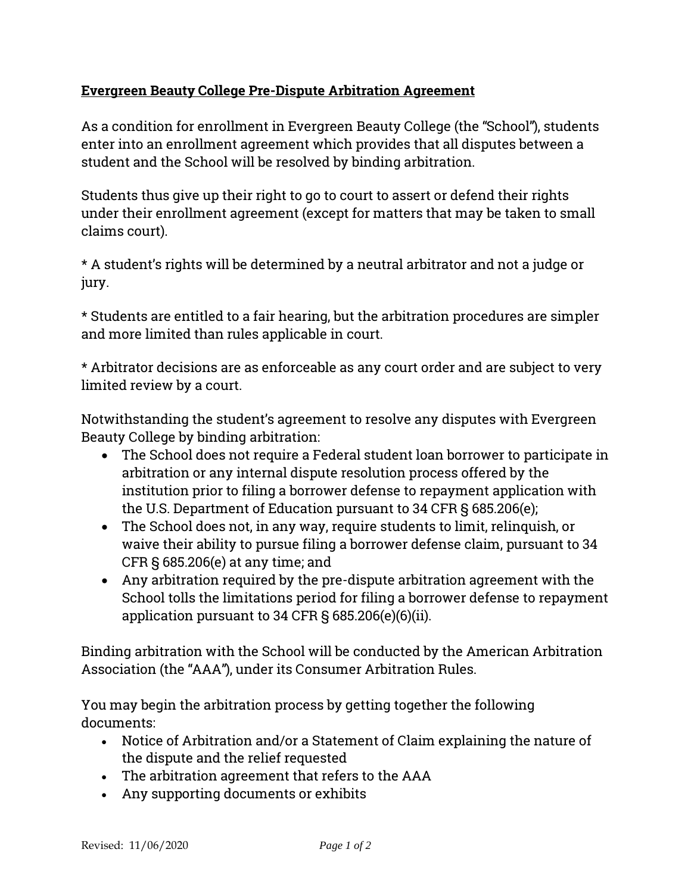**Evergreen Beauty College Pre-Dispute Arbitration Agreement**

As a condition for enrollment in Evergreen Beauty College (the "School"), students enter into an enrollment agreement which provides that all disputes between a student and the School will be resolved by binding arbitration.

Students thus give up their right to go to court to assert or defend their rights under their enrollment agreement (except for matters that may be taken to small claims court).

* A student's rights will be determined by a neutral arbitrator and not a judge or jury.

* Students are entitled to a fair hearing, but the arbitration procedures are simpler and more limited than rules applicable in court.

* Arbitrator decisions are as enforceable as any court order and are subject to very limited review by a court.

Notwithstanding the student's agreement to resolve any disputes with Evergreen Beauty College by binding arbitration:

- The School does not require a Federal student loan borrower to participate in arbitration or any internal dispute resolution process offered by the institution prior to filing a borrower defense to repayment application with the U.S. Department of Education pursuant to 34 CFR § 685.206(e);
- The School does not, in any way, require students to limit, relinquish, or waive their ability to pursue filing a borrower defense claim, pursuant to 34 CFR § 685.206(e) at any time; and
- Any arbitration required by the pre-dispute arbitration agreement with the School tolls the limitations period for filing a borrower defense to repayment application pursuant to 34 CFR § 685.206(e)(6)(ii).

Binding arbitration with the School will be conducted by the American Arbitration Association (the "AAA"), under its Consumer Arbitration Rules.

You may begin the arbitration process by getting together the following documents:

- Notice of Arbitration and/or a Statement of Claim explaining the nature of the dispute and the relief requested
- The arbitration agreement that refers to the AAA
- Any supporting documents or exhibits

Revised: 11/06/2020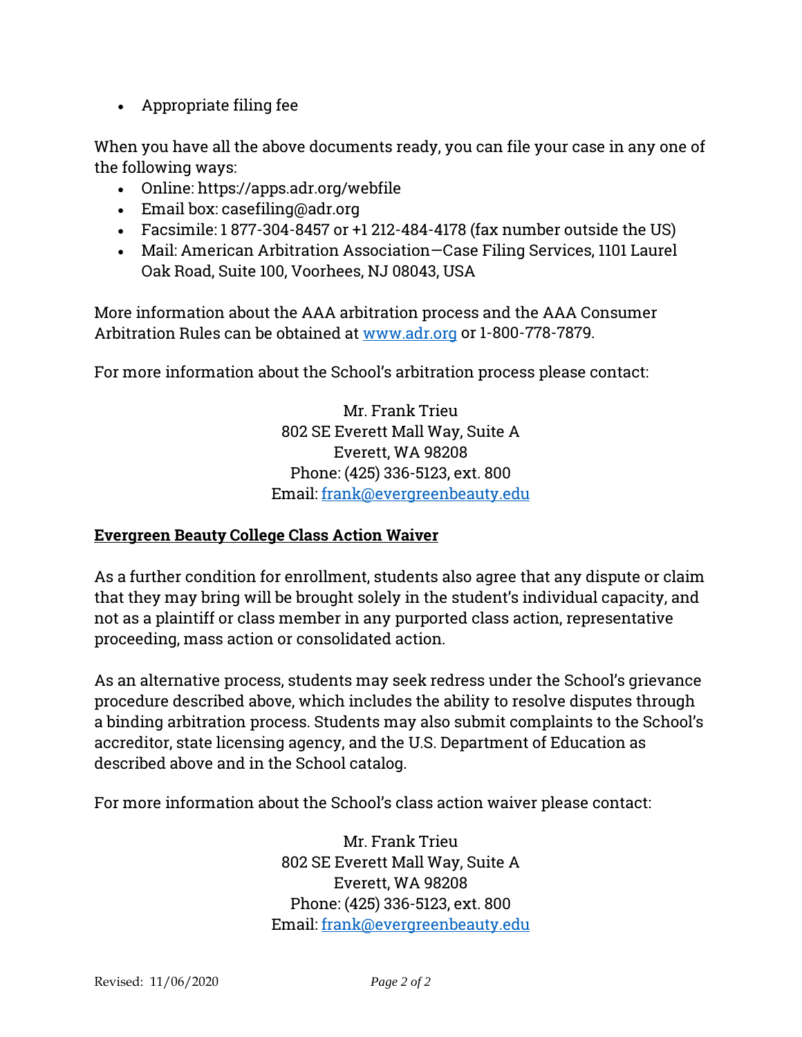- Appropriate filing fee

When you have all the above documents ready, you can file your case in any one of the following ways:

- Online: https://apps.adr.org/webfile
- Email box: casefiling@adr.org
- Facsimile: 1 877-304-8457 or +1 212-484-4178 (fax number outside the US)
- Mail: American Arbitration Association—Case Filing Services, 1101 Laurel Oak Road, Suite 100, Voorhees, NJ 08043, USA

More information about the AAA arbitration process and the AAA Consumer Arbitration Rules can be obtained at [www.adr.org](http://www.adr.org) or 1-800-778-7879.

For more information about the School's arbitration process please contact:

Mr. Frank Trieu
802 SE Everett Mall Way, Suite A
Everett, WA 98208
Phone: (425) 336-5123, ext. 800
Email: [frank@evergreenbeauty.edu](mailto:frank@evergreenbeauty.edu)

**Evergreen Beauty College Class Action Waiver**

As a further condition for enrollment, students also agree that any dispute or claim that they may bring will be brought solely in the student's individual capacity, and not as a plaintiff or class member in any purported class action, representative proceeding, mass action or consolidated action.

As an alternative process, students may seek redress under the School's grievance procedure described above, which includes the ability to resolve disputes through a binding arbitration process. Students may also submit complaints to the School's accreditor, state licensing agency, and the U.S. Department of Education as described above and in the School catalog.

For more information about the School's class action waiver please contact:

Mr. Frank Trieu
802 SE Everett Mall Way, Suite A
Everett, WA 98208
Phone: (425) 336-5123, ext. 800
Email: [frank@evergreenbeauty.edu](mailto:frank@evergreenbeauty.edu)

Revised: 11/06/2020